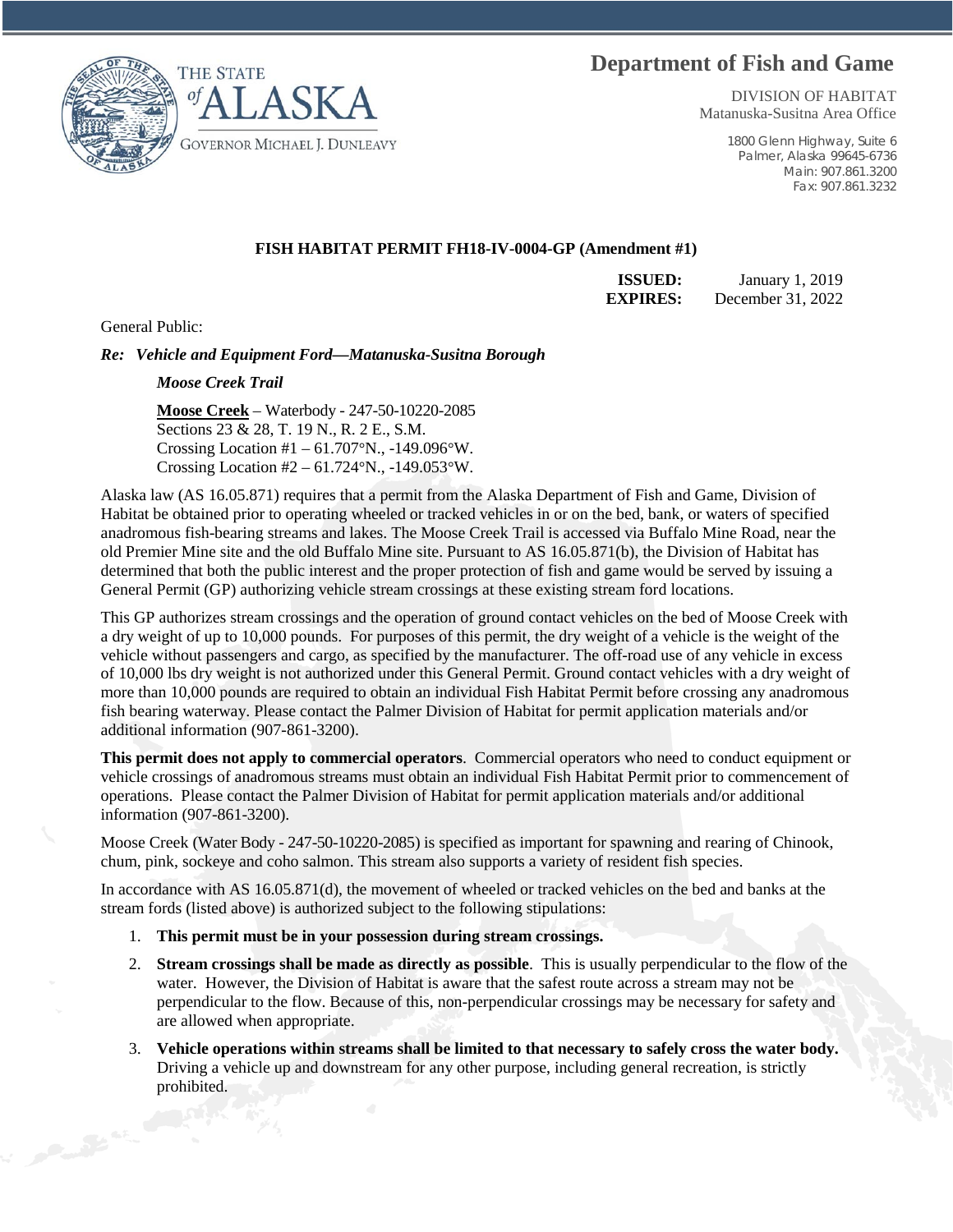THE STATE of ALASKA

GOVERNOR MICHAEL J. DUNLEAVY

# Department of Fish and Game

DIVISION OF HABITAT
Matanuska-Susitna Area Office

1800 Glenn Highway, Suite 6
Palmer, Alaska 99645-6736
Main: 907.861.3200
Fax: 907.861.3232

**FISH HABITAT PERMIT FH18-IV-0004-GP (Amendment #1)**

**ISSUED:** January 1, 2019
**EXPIRES:** December 31, 2022

General Public:

***Re: Vehicle and Equipment Ford—Matanuska-Susitna Borough***

*Moose Creek Trail*

**Moose Creek** – Waterbody - 247-50-10220-2085
Sections 23 & 28, T. 19 N., R. 2 E., S.M.
Crossing Location #1 – 61.707°N., -149.096°W.
Crossing Location #2 – 61.724°N., -149.053°W.

Alaska law (AS 16.05.871) requires that a permit from the Alaska Department of Fish and Game, Division of Habitat be obtained prior to operating wheeled or tracked vehicles in or on the bed, bank, or waters of specified anadromous fish-bearing streams and lakes. The Moose Creek Trail is accessed via Buffalo Mine Road, near the old Premier Mine site and the old Buffalo Mine site. Pursuant to AS 16.05.871(b), the Division of Habitat has determined that both the public interest and the proper protection of fish and game would be served by issuing a General Permit (GP) authorizing vehicle stream crossings at these existing stream ford locations.

This GP authorizes stream crossings and the operation of ground contact vehicles on the bed of Moose Creek with a dry weight of up to 10,000 pounds. For purposes of this permit, the dry weight of a vehicle is the weight of the vehicle without passengers and cargo, as specified by the manufacturer. The off-road use of any vehicle in excess of 10,000 lbs dry weight is not authorized under this General Permit. Ground contact vehicles with a dry weight of more than 10,000 pounds are required to obtain an individual Fish Habitat Permit before crossing any anadromous fish bearing waterway. Please contact the Palmer Division of Habitat for permit application materials and/or additional information (907-861-3200).

**This permit does not apply to commercial operators**. Commercial operators who need to conduct equipment or vehicle crossings of anadromous streams must obtain an individual Fish Habitat Permit prior to commencement of operations. Please contact the Palmer Division of Habitat for permit application materials and/or additional information (907-861-3200).

Moose Creek (Water Body - 247-50-10220-2085) is specified as important for spawning and rearing of Chinook, chum, pink, sockeye and coho salmon. This stream also supports a variety of resident fish species.

In accordance with AS 16.05.871(d), the movement of wheeled or tracked vehicles on the bed and banks at the stream fords (listed above) is authorized subject to the following stipulations:

1. **This permit must be in your possession during stream crossings.**
2. **Stream crossings shall be made as directly as possible**. This is usually perpendicular to the flow of the water. However, the Division of Habitat is aware that the safest route across a stream may not be perpendicular to the flow. Because of this, non-perpendicular crossings may be necessary for safety and are allowed when appropriate.
3. **Vehicle operations within streams shall be limited to that necessary to safely cross the water body.** Driving a vehicle up and downstream for any other purpose, including general recreation, is strictly prohibited.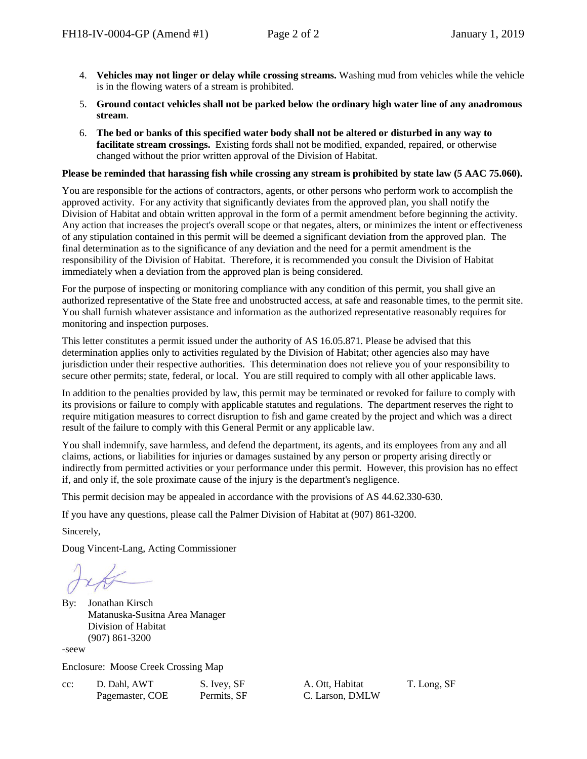4. **Vehicles may not linger or delay while crossing streams.** Washing mud from vehicles while the vehicle is in the flowing waters of a stream is prohibited.
5. **Ground contact vehicles shall not be parked below the ordinary high water line of any anadromous stream**.
6. **The bed or banks of this specified water body shall not be altered or disturbed in any way to facilitate stream crossings.** Existing fords shall not be modified, expanded, repaired, or otherwise changed without the prior written approval of the Division of Habitat.

**Please be reminded that harassing fish while crossing any stream is prohibited by state law (5 AAC 75.060).**

You are responsible for the actions of contractors, agents, or other persons who perform work to accomplish the approved activity. For any activity that significantly deviates from the approved plan, you shall notify the Division of Habitat and obtain written approval in the form of a permit amendment before beginning the activity. Any action that increases the project's overall scope or that negates, alters, or minimizes the intent or effectiveness of any stipulation contained in this permit will be deemed a significant deviation from the approved plan. The final determination as to the significance of any deviation and the need for a permit amendment is the responsibility of the Division of Habitat. Therefore, it is recommended you consult the Division of Habitat immediately when a deviation from the approved plan is being considered.

For the purpose of inspecting or monitoring compliance with any condition of this permit, you shall give an authorized representative of the State free and unobstructed access, at safe and reasonable times, to the permit site. You shall furnish whatever assistance and information as the authorized representative reasonably requires for monitoring and inspection purposes.

This letter constitutes a permit issued under the authority of AS 16.05.871. Please be advised that this determination applies only to activities regulated by the Division of Habitat; other agencies also may have jurisdiction under their respective authorities. This determination does not relieve you of your responsibility to secure other permits; state, federal, or local. You are still required to comply with all other applicable laws.

In addition to the penalties provided by law, this permit may be terminated or revoked for failure to comply with its provisions or failure to comply with applicable statutes and regulations. The department reserves the right to require mitigation measures to correct disruption to fish and game created by the project and which was a direct result of the failure to comply with this General Permit or any applicable law.

You shall indemnify, save harmless, and defend the department, its agents, and its employees from any and all claims, actions, or liabilities for injuries or damages sustained by any person or property arising directly or indirectly from permitted activities or your performance under this permit. However, this provision has no effect if, and only if, the sole proximate cause of the injury is the department's negligence.

This permit decision may be appealed in accordance with the provisions of AS 44.62.330-630.

If you have any questions, please call the Palmer Division of Habitat at (907) 861-3200.

Sincerely,

Doug Vincent-Lang, Acting Commissioner

By: Jonathan Kirsch
Matanuska-Susitna Area Manager
Division of Habitat
(907) 861-3200

-seew

Enclosure: Moose Creek Crossing Map

cc: D. Dahl, AWT; Pagemaster, COE; S. Ivey, SF; Permits, SF; A. Ott, Habitat; C. Larson, DMLW; T. Long, SF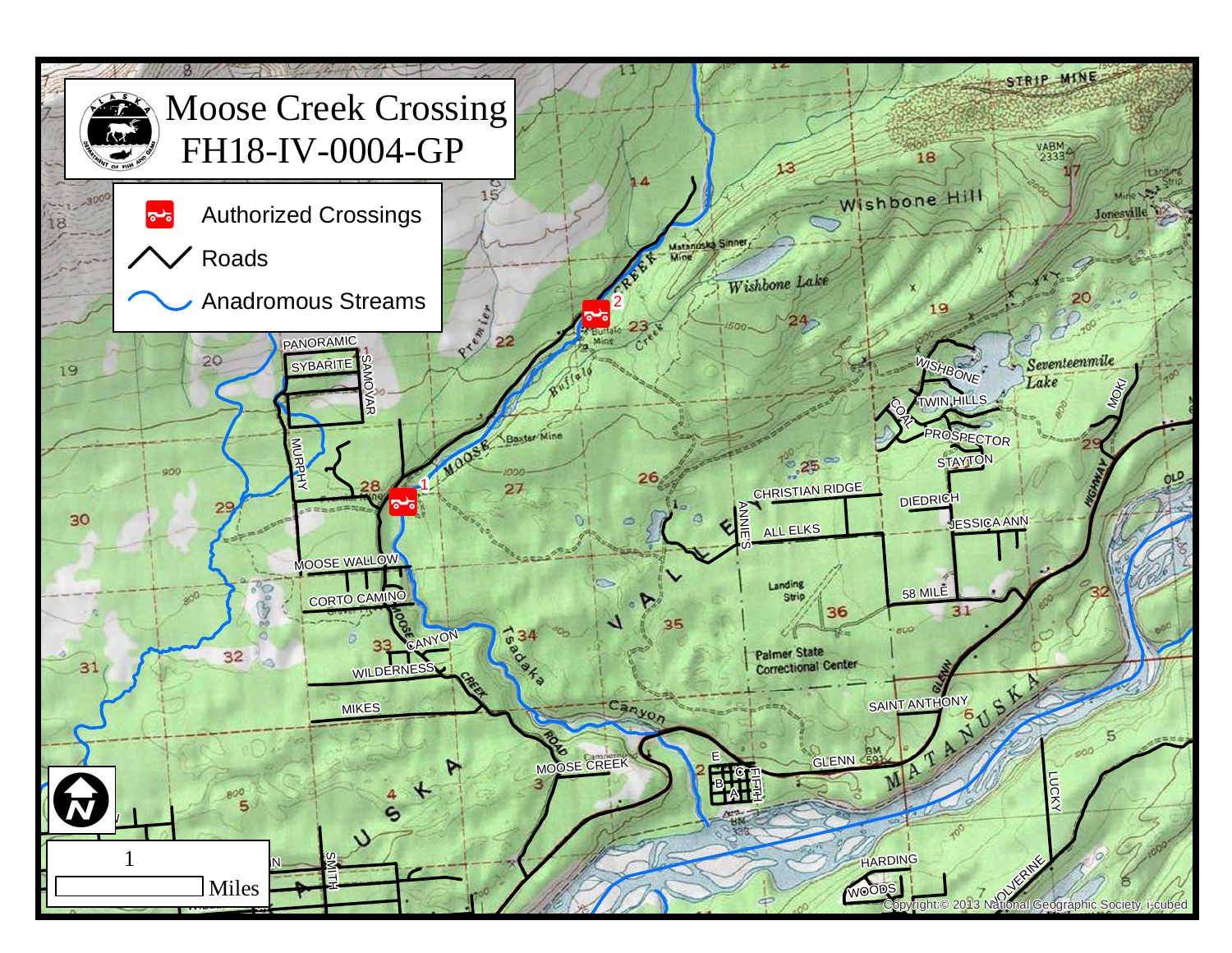# Moose Creek Crossing
# FH18-IV-0004-GP

Authorized Crossings

Roads

Anadromous Streams

1

Miles

Copyright:© 2013 National Geographic Society, i-cubed